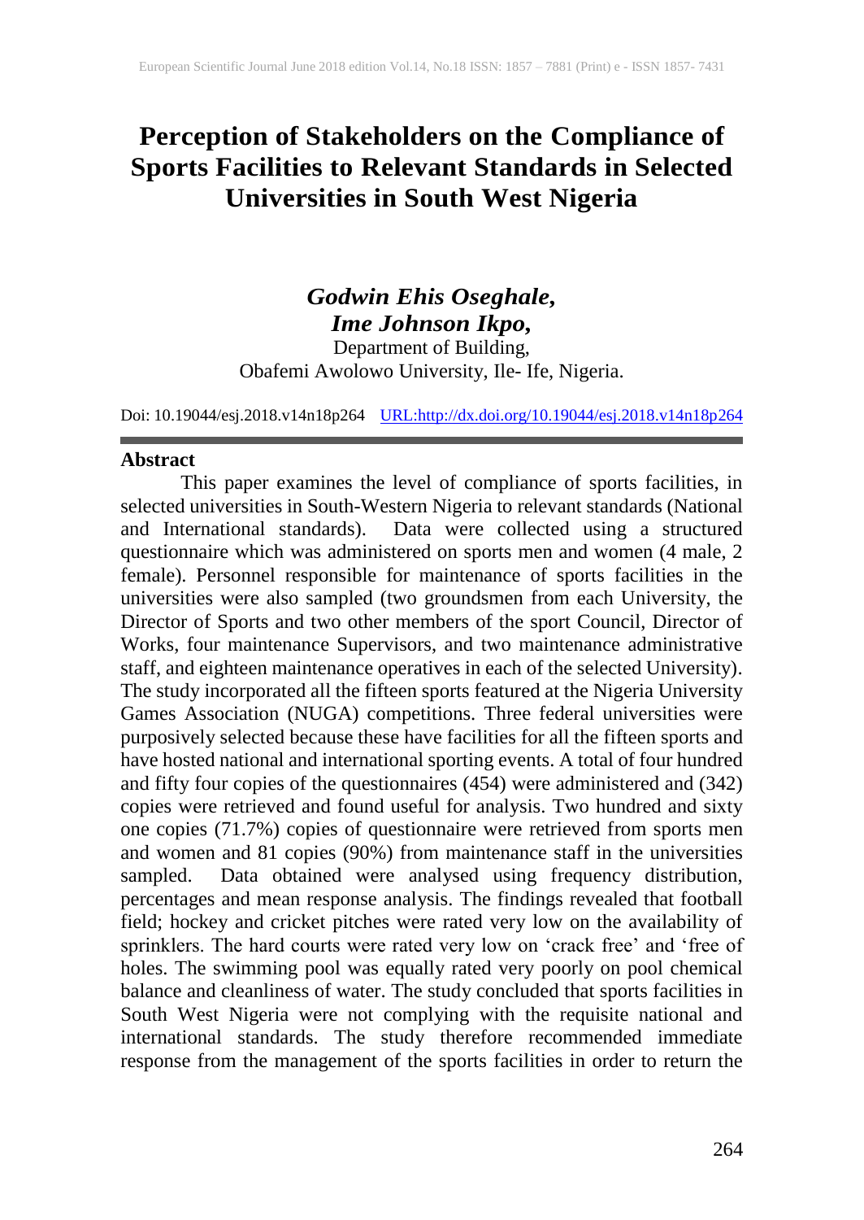# Perception of Stakeholders on the Compliance of Sports Facilities to Relevant Standards in Selected Universities in South West Nigeria

***Godwin Ehis Oseghale,***
***Ime Johnson Ikpo,***
Department of Building,
Obafemi Awolowo University, Ile- Ife, Nigeria.

Doi: 10.19044/esj.2018.v14n18p264 URL:http://dx.doi.org/10.19044/esj.2018.v14n18p264

## Abstract

This paper examines the level of compliance of sports facilities, in selected universities in South-Western Nigeria to relevant standards (National and International standards). Data were collected using a structured questionnaire which was administered on sports men and women (4 male, 2 female). Personnel responsible for maintenance of sports facilities in the universities were also sampled (two groundsmen from each University, the Director of Sports and two other members of the sport Council, Director of Works, four maintenance Supervisors, and two maintenance administrative staff, and eighteen maintenance operatives in each of the selected University). The study incorporated all the fifteen sports featured at the Nigeria University Games Association (NUGA) competitions. Three federal universities were purposively selected because these have facilities for all the fifteen sports and have hosted national and international sporting events. A total of four hundred and fifty four copies of the questionnaires (454) were administered and (342) copies were retrieved and found useful for analysis. Two hundred and sixty one copies (71.7%) copies of questionnaire were retrieved from sports men and women and 81 copies (90%) from maintenance staff in the universities sampled. Data obtained were analysed using frequency distribution, percentages and mean response analysis. The findings revealed that football field; hockey and cricket pitches were rated very low on the availability of sprinklers. The hard courts were rated very low on 'crack free' and 'free of holes. The swimming pool was equally rated very poorly on pool chemical balance and cleanliness of water. The study concluded that sports facilities in South West Nigeria were not complying with the requisite national and international standards. The study therefore recommended immediate response from the management of the sports facilities in order to return the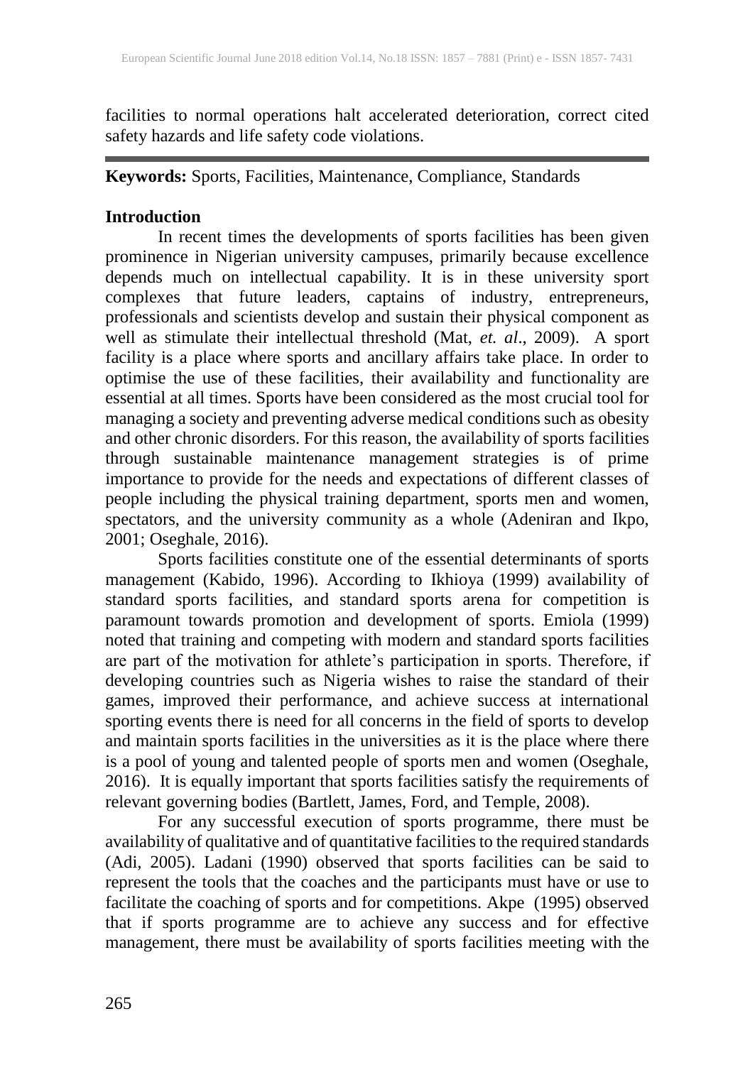facilities to normal operations halt accelerated deterioration, correct cited safety hazards and life safety code violations.

---

**Keywords:** Sports, Facilities, Maintenance, Compliance, Standards

## Introduction

In recent times the developments of sports facilities has been given prominence in Nigerian university campuses, primarily because excellence depends much on intellectual capability. It is in these university sport complexes that future leaders, captains of industry, entrepreneurs, professionals and scientists develop and sustain their physical component as well as stimulate their intellectual threshold (Mat, *et. al*., 2009). A sport facility is a place where sports and ancillary affairs take place. In order to optimise the use of these facilities, their availability and functionality are essential at all times. Sports have been considered as the most crucial tool for managing a society and preventing adverse medical conditions such as obesity and other chronic disorders. For this reason, the availability of sports facilities through sustainable maintenance management strategies is of prime importance to provide for the needs and expectations of different classes of people including the physical training department, sports men and women, spectators, and the university community as a whole (Adeniran and Ikpo, 2001; Oseghale, 2016).

Sports facilities constitute one of the essential determinants of sports management (Kabido, 1996). According to Ikhioya (1999) availability of standard sports facilities, and standard sports arena for competition is paramount towards promotion and development of sports. Emiola (1999) noted that training and competing with modern and standard sports facilities are part of the motivation for athlete's participation in sports. Therefore, if developing countries such as Nigeria wishes to raise the standard of their games, improved their performance, and achieve success at international sporting events there is need for all concerns in the field of sports to develop and maintain sports facilities in the universities as it is the place where there is a pool of young and talented people of sports men and women (Oseghale, 2016). It is equally important that sports facilities satisfy the requirements of relevant governing bodies (Bartlett, James, Ford, and Temple, 2008).

For any successful execution of sports programme, there must be availability of qualitative and of quantitative facilities to the required standards (Adi, 2005). Ladani (1990) observed that sports facilities can be said to represent the tools that the coaches and the participants must have or use to facilitate the coaching of sports and for competitions. Akpe (1995) observed that if sports programme are to achieve any success and for effective management, there must be availability of sports facilities meeting with the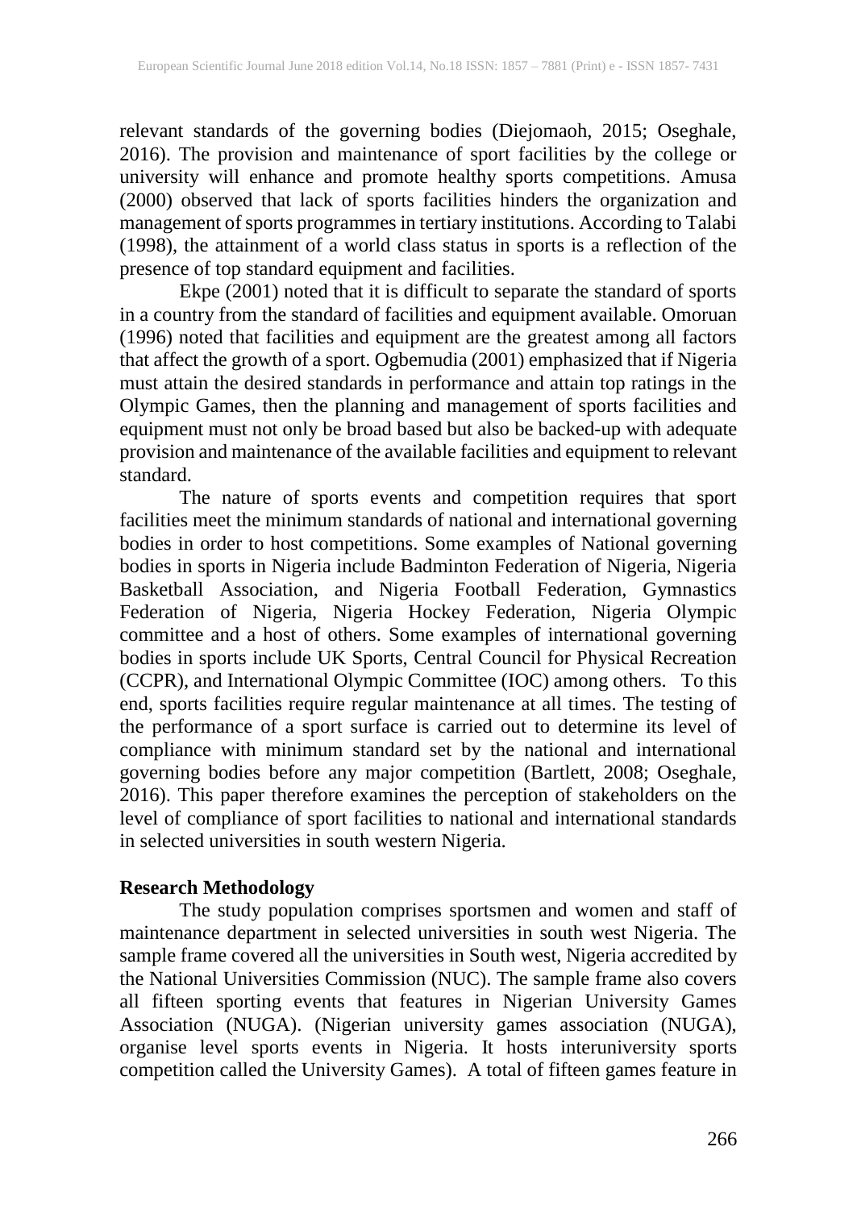relevant standards of the governing bodies (Diejomaoh, 2015; Oseghale, 2016). The provision and maintenance of sport facilities by the college or university will enhance and promote healthy sports competitions. Amusa (2000) observed that lack of sports facilities hinders the organization and management of sports programmes in tertiary institutions. According to Talabi (1998), the attainment of a world class status in sports is a reflection of the presence of top standard equipment and facilities.

Ekpe (2001) noted that it is difficult to separate the standard of sports in a country from the standard of facilities and equipment available. Omoruan (1996) noted that facilities and equipment are the greatest among all factors that affect the growth of a sport. Ogbemudia (2001) emphasized that if Nigeria must attain the desired standards in performance and attain top ratings in the Olympic Games, then the planning and management of sports facilities and equipment must not only be broad based but also be backed-up with adequate provision and maintenance of the available facilities and equipment to relevant standard.

The nature of sports events and competition requires that sport facilities meet the minimum standards of national and international governing bodies in order to host competitions. Some examples of National governing bodies in sports in Nigeria include Badminton Federation of Nigeria, Nigeria Basketball Association, and Nigeria Football Federation, Gymnastics Federation of Nigeria, Nigeria Hockey Federation, Nigeria Olympic committee and a host of others. Some examples of international governing bodies in sports include UK Sports, Central Council for Physical Recreation (CCPR), and International Olympic Committee (IOC) among others. To this end, sports facilities require regular maintenance at all times. The testing of the performance of a sport surface is carried out to determine its level of compliance with minimum standard set by the national and international governing bodies before any major competition (Bartlett, 2008; Oseghale, 2016). This paper therefore examines the perception of stakeholders on the level of compliance of sport facilities to national and international standards in selected universities in south western Nigeria.

## Research Methodology

The study population comprises sportsmen and women and staff of maintenance department in selected universities in south west Nigeria. The sample frame covered all the universities in South west, Nigeria accredited by the National Universities Commission (NUC). The sample frame also covers all fifteen sporting events that features in Nigerian University Games Association (NUGA). (Nigerian university games association (NUGA), organise level sports events in Nigeria. It hosts interuniversity sports competition called the University Games). A total of fifteen games feature in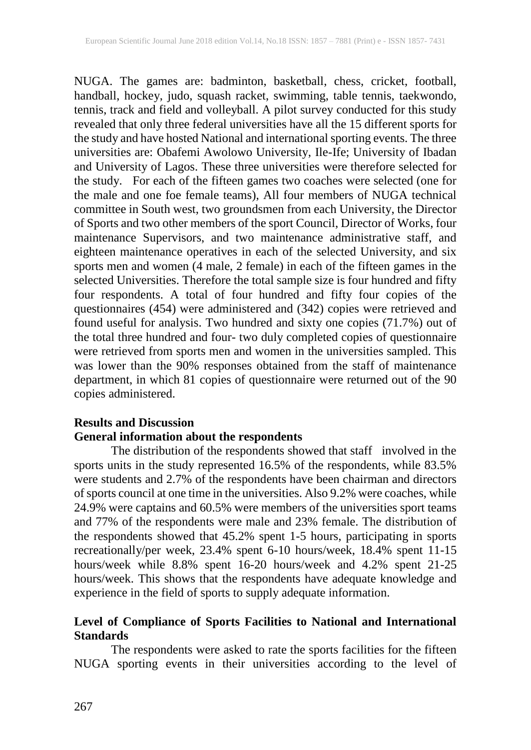NUGA. The games are: badminton, basketball, chess, cricket, football, handball, hockey, judo, squash racket, swimming, table tennis, taekwondo, tennis, track and field and volleyball. A pilot survey conducted for this study revealed that only three federal universities have all the 15 different sports for the study and have hosted National and international sporting events. The three universities are: Obafemi Awolowo University, Ile-Ife; University of Ibadan and University of Lagos. These three universities were therefore selected for the study. For each of the fifteen games two coaches were selected (one for the male and one foe female teams), All four members of NUGA technical committee in South west, two groundsmen from each University, the Director of Sports and two other members of the sport Council, Director of Works, four maintenance Supervisors, and two maintenance administrative staff, and eighteen maintenance operatives in each of the selected University, and six sports men and women (4 male, 2 female) in each of the fifteen games in the selected Universities. Therefore the total sample size is four hundred and fifty four respondents. A total of four hundred and fifty four copies of the questionnaires (454) were administered and (342) copies were retrieved and found useful for analysis. Two hundred and sixty one copies (71.7%) out of the total three hundred and four- two duly completed copies of questionnaire were retrieved from sports men and women in the universities sampled. This was lower than the 90% responses obtained from the staff of maintenance department, in which 81 copies of questionnaire were returned out of the 90 copies administered.

## Results and Discussion

### General information about the respondents

The distribution of the respondents showed that staff involved in the sports units in the study represented 16.5% of the respondents, while 83.5% were students and 2.7% of the respondents have been chairman and directors of sports council at one time in the universities. Also 9.2% were coaches, while 24.9% were captains and 60.5% were members of the universities sport teams and 77% of the respondents were male and 23% female. The distribution of the respondents showed that 45.2% spent 1-5 hours, participating in sports recreationally/per week, 23.4% spent 6-10 hours/week, 18.4% spent 11-15 hours/week while 8.8% spent 16-20 hours/week and 4.2% spent 21-25 hours/week. This shows that the respondents have adequate knowledge and experience in the field of sports to supply adequate information.

### Level of Compliance of Sports Facilities to National and International Standards

The respondents were asked to rate the sports facilities for the fifteen NUGA sporting events in their universities according to the level of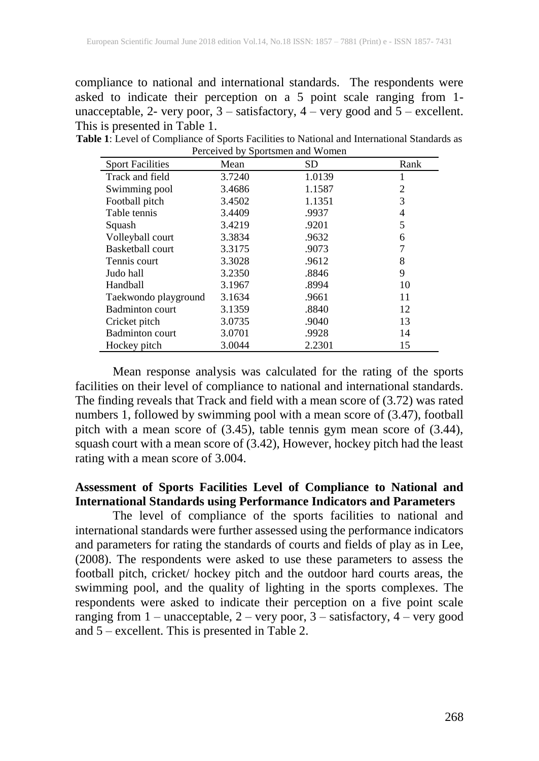compliance to national and international standards. The respondents were asked to indicate their perception on a 5 point scale ranging from 1- unacceptable, 2- very poor, 3 – satisfactory, 4 – very good and 5 – excellent. This is presented in Table 1.

**Table 1**: Level of Compliance of Sports Facilities to National and International Standards as Perceived by Sportsmen and Women

| Sport Facilities | Mean | SD | Rank |
|---|---|---|---|
| Track and field | 3.7240 | 1.0139 | 1 |
| Swimming pool | 3.4686 | 1.1587 | 2 |
| Football pitch | 3.4502 | 1.1351 | 3 |
| Table tennis | 3.4409 | .9937 | 4 |
| Squash | 3.4219 | .9201 | 5 |
| Volleyball court | 3.3834 | .9632 | 6 |
| Basketball court | 3.3175 | .9073 | 7 |
| Tennis court | 3.3028 | .9612 | 8 |
| Judo hall | 3.2350 | .8846 | 9 |
| Handball | 3.1967 | .8994 | 10 |
| Taekwondo playground | 3.1634 | .9661 | 11 |
| Badminton court | 3.1359 | .8840 | 12 |
| Cricket pitch | 3.0735 | .9040 | 13 |
| Badminton court | 3.0701 | .9928 | 14 |
| Hockey pitch | 3.0044 | 2.2301 | 15 |

Mean response analysis was calculated for the rating of the sports facilities on their level of compliance to national and international standards. The finding reveals that Track and field with a mean score of (3.72) was rated numbers 1, followed by swimming pool with a mean score of (3.47), football pitch with a mean score of (3.45), table tennis gym mean score of (3.44), squash court with a mean score of (3.42), However, hockey pitch had the least rating with a mean score of 3.004.

### Assessment of Sports Facilities Level of Compliance to National and International Standards using Performance Indicators and Parameters

The level of compliance of the sports facilities to national and international standards were further assessed using the performance indicators and parameters for rating the standards of courts and fields of play as in Lee, (2008). The respondents were asked to use these parameters to assess the football pitch, cricket/ hockey pitch and the outdoor hard courts areas, the swimming pool, and the quality of lighting in the sports complexes. The respondents were asked to indicate their perception on a five point scale ranging from 1 – unacceptable, 2 – very poor, 3 – satisfactory, 4 – very good and 5 – excellent. This is presented in Table 2.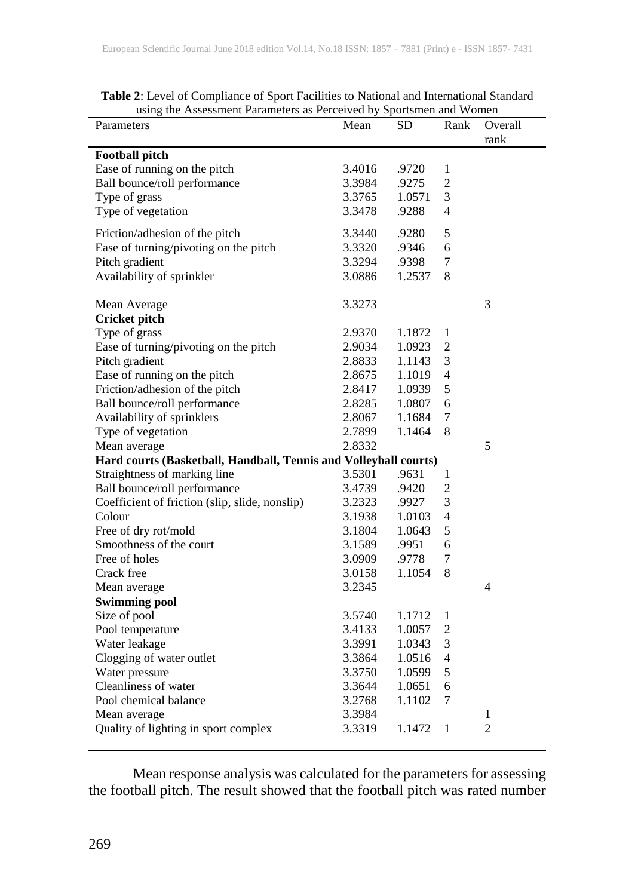**Table 2**: Level of Compliance of Sport Facilities to National and International Standard using the Assessment Parameters as Perceived by Sportsmen and Women

| Parameters | Mean | SD | Rank | Overall rank |
|---|---|---|---|---|
| **Football pitch** | | | | |
| Ease of running on the pitch | 3.4016 | .9720 | 1 | |
| Ball bounce/roll performance | 3.3984 | .9275 | 2 | |
| Type of grass | 3.3765 | 1.0571 | 3 | |
| Type of vegetation | 3.3478 | .9288 | 4 | |
| Friction/adhesion of the pitch | 3.3440 | .9280 | 5 | |
| Ease of turning/pivoting on the pitch | 3.3320 | .9346 | 6 | |
| Pitch gradient | 3.3294 | .9398 | 7 | |
| Availability of sprinkler | 3.0886 | 1.2537 | 8 | |
| Mean Average | 3.3273 | | | 3 |
| **Cricket pitch** | | | | |
| Type of grass | 2.9370 | 1.1872 | 1 | |
| Ease of turning/pivoting on the pitch | 2.9034 | 1.0923 | 2 | |
| Pitch gradient | 2.8833 | 1.1143 | 3 | |
| Ease of running on the pitch | 2.8675 | 1.1019 | 4 | |
| Friction/adhesion of the pitch | 2.8417 | 1.0939 | 5 | |
| Ball bounce/roll performance | 2.8285 | 1.0807 | 6 | |
| Availability of sprinklers | 2.8067 | 1.1684 | 7 | |
| Type of vegetation | 2.7899 | 1.1464 | 8 | |
| Mean average | 2.8332 | | | 5 |
| **Hard courts (Basketball, Handball, Tennis and Volleyball courts)** | | | | |
| Straightness of marking line | 3.5301 | .9631 | 1 | |
| Ball bounce/roll performance | 3.4739 | .9420 | 2 | |
| Coefficient of friction (slip, slide, nonslip) | 3.2323 | .9927 | 3 | |
| Colour | 3.1938 | 1.0103 | 4 | |
| Free of dry rot/mold | 3.1804 | 1.0643 | 5 | |
| Smoothness of the court | 3.1589 | .9951 | 6 | |
| Free of holes | 3.0909 | .9778 | 7 | |
| Crack free | 3.0158 | 1.1054 | 8 | |
| Mean average | 3.2345 | | | 4 |
| **Swimming pool** | | | | |
| Size of pool | 3.5740 | 1.1712 | 1 | |
| Pool temperature | 3.4133 | 1.0057 | 2 | |
| Water leakage | 3.3991 | 1.0343 | 3 | |
| Clogging of water outlet | 3.3864 | 1.0516 | 4 | |
| Water pressure | 3.3750 | 1.0599 | 5 | |
| Cleanliness of water | 3.3644 | 1.0651 | 6 | |
| Pool chemical balance | 3.2768 | 1.1102 | 7 | |
| Mean average | 3.3984 | | | 1 |
| Quality of lighting in sport complex | 3.3319 | 1.1472 | 1 | 2 |

Mean response analysis was calculated for the parameters for assessing the football pitch. The result showed that the football pitch was rated number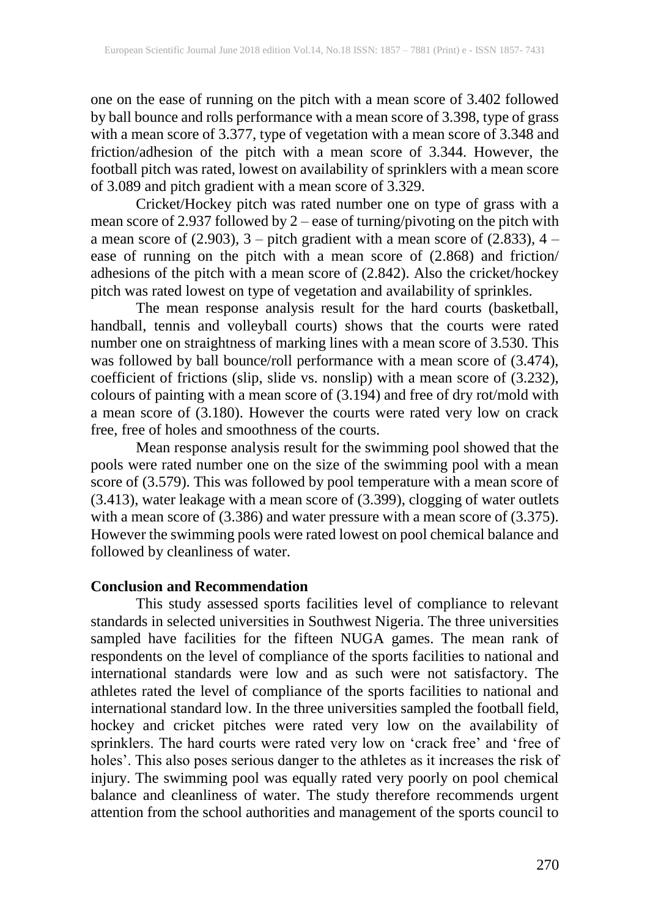one on the ease of running on the pitch with a mean score of 3.402 followed by ball bounce and rolls performance with a mean score of 3.398, type of grass with a mean score of 3.377, type of vegetation with a mean score of 3.348 and friction/adhesion of the pitch with a mean score of 3.344. However, the football pitch was rated, lowest on availability of sprinklers with a mean score of 3.089 and pitch gradient with a mean score of 3.329.

Cricket/Hockey pitch was rated number one on type of grass with a mean score of 2.937 followed by 2 – ease of turning/pivoting on the pitch with a mean score of (2.903), 3 – pitch gradient with a mean score of (2.833), 4 – ease of running on the pitch with a mean score of (2.868) and friction/ adhesions of the pitch with a mean score of (2.842). Also the cricket/hockey pitch was rated lowest on type of vegetation and availability of sprinkles.

The mean response analysis result for the hard courts (basketball, handball, tennis and volleyball courts) shows that the courts were rated number one on straightness of marking lines with a mean score of 3.530. This was followed by ball bounce/roll performance with a mean score of (3.474), coefficient of frictions (slip, slide vs. nonslip) with a mean score of (3.232), colours of painting with a mean score of (3.194) and free of dry rot/mold with a mean score of (3.180). However the courts were rated very low on crack free, free of holes and smoothness of the courts.

Mean response analysis result for the swimming pool showed that the pools were rated number one on the size of the swimming pool with a mean score of (3.579). This was followed by pool temperature with a mean score of (3.413), water leakage with a mean score of (3.399), clogging of water outlets with a mean score of (3.386) and water pressure with a mean score of (3.375). However the swimming pools were rated lowest on pool chemical balance and followed by cleanliness of water.

## Conclusion and Recommendation

This study assessed sports facilities level of compliance to relevant standards in selected universities in Southwest Nigeria. The three universities sampled have facilities for the fifteen NUGA games. The mean rank of respondents on the level of compliance of the sports facilities to national and international standards were low and as such were not satisfactory. The athletes rated the level of compliance of the sports facilities to national and international standard low. In the three universities sampled the football field, hockey and cricket pitches were rated very low on the availability of sprinklers. The hard courts were rated very low on 'crack free' and 'free of holes'. This also poses serious danger to the athletes as it increases the risk of injury. The swimming pool was equally rated very poorly on pool chemical balance and cleanliness of water. The study therefore recommends urgent attention from the school authorities and management of the sports council to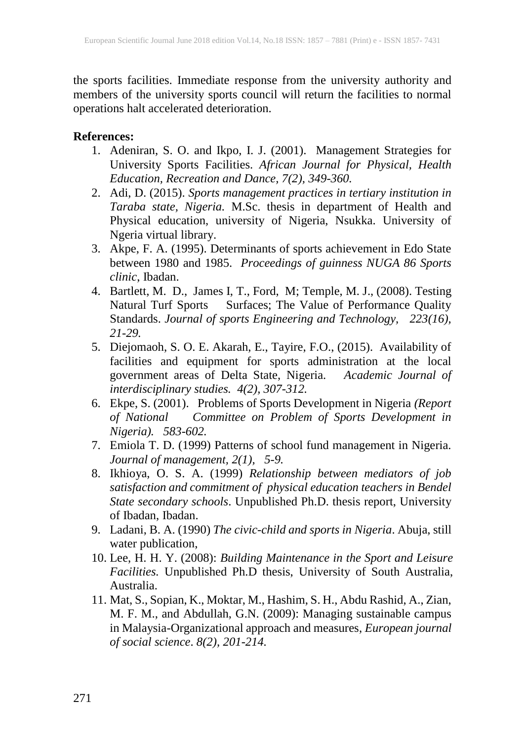the sports facilities. Immediate response from the university authority and members of the university sports council will return the facilities to normal operations halt accelerated deterioration.

**References:**

1. Adeniran, S. O. and Ikpo, I. J. (2001). Management Strategies for University Sports Facilities. *African Journal for Physical, Health Education, Recreation and Dance, 7(2), 349-360.*
2. Adi, D. (2015). *Sports management practices in tertiary institution in Taraba state, Nigeria.* M.Sc. thesis in department of Health and Physical education, university of Nigeria, Nsukka. University of Ngeria virtual library.
3. Akpe, F. A. (1995). Determinants of sports achievement in Edo State between 1980 and 1985. *Proceedings of guinness NUGA 86 Sports clinic,* Ibadan.
4. Bartlett, M. D., James I, T., Ford, M; Temple, M. J., (2008). Testing Natural Turf Sports Surfaces; The Value of Performance Quality Standards. *Journal of sports Engineering and Technology, 223(16), 21-29.*
5. Diejomaoh, S. O. E. Akarah, E., Tayire, F.O., (2015). Availability of facilities and equipment for sports administration at the local government areas of Delta State, Nigeria. *Academic Journal of interdisciplinary studies. 4(2), 307-312.*
6. Ekpe, S. (2001). Problems of Sports Development in Nigeria *(Report of National Committee on Problem of Sports Development in Nigeria). 583-602.*
7. Emiola T. D. (1999) Patterns of school fund management in Nigeria. *Journal of management, 2(1), 5-9.*
8. Ikhioya, O. S. A. (1999) *Relationship between mediators of job satisfaction and commitment of physical education teachers in Bendel State secondary schools*. Unpublished Ph.D. thesis report, University of Ibadan, Ibadan.
9. Ladani, B. A. (1990) *The civic-child and sports in Nigeria*. Abuja, still water publication,
10. Lee, H. H. Y. (2008): *Building Maintenance in the Sport and Leisure Facilities.* Unpublished Ph.D thesis, University of South Australia, Australia.
11. Mat, S., Sopian, K., Moktar, M., Hashim, S. H., Abdu Rashid, A., Zian, M. F. M., and Abdullah, G.N. (2009): Managing sustainable campus in Malaysia-Organizational approach and measures, *European journal of social science*. *8(2), 201-214.*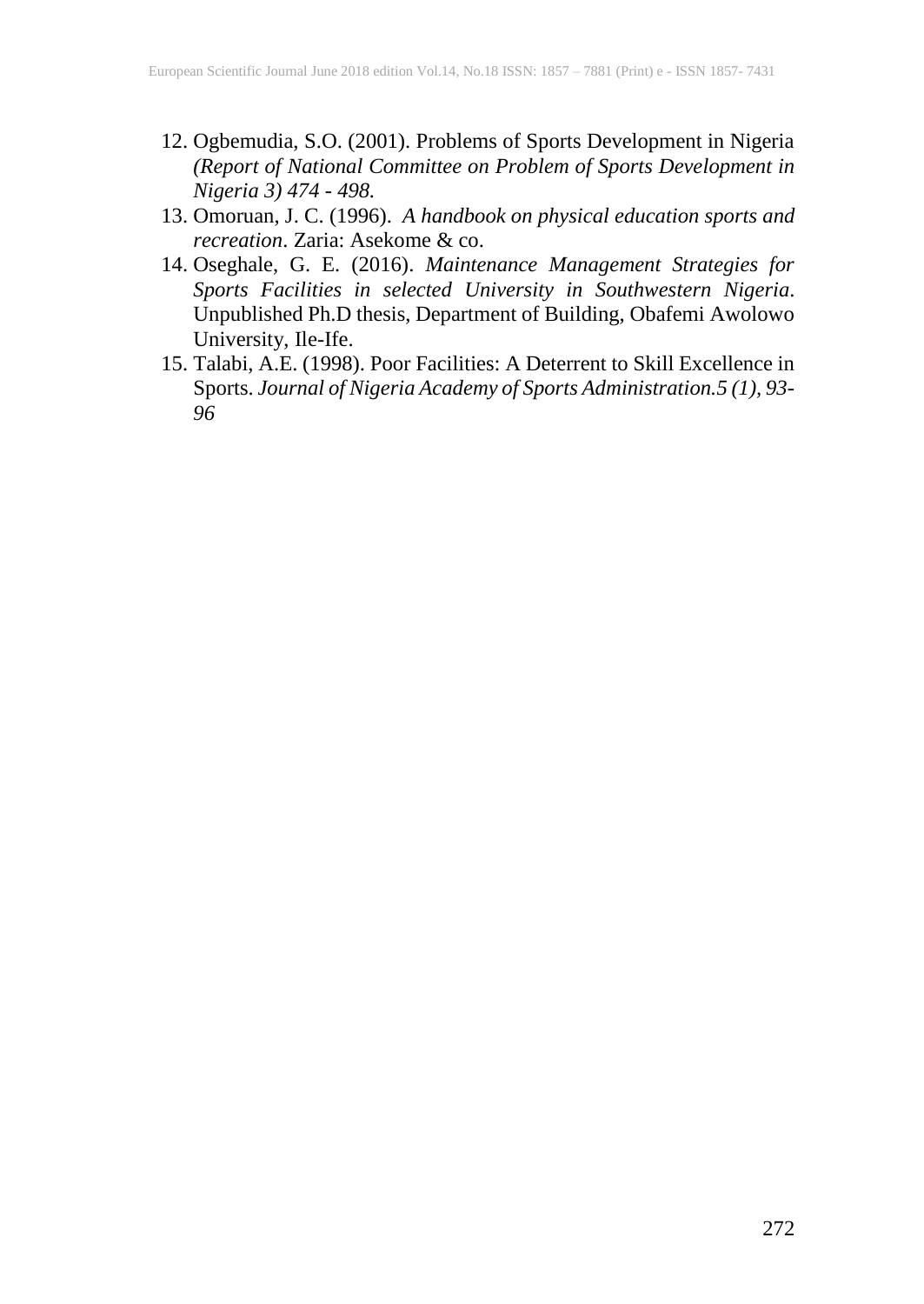12. Ogbemudia, S.O. (2001). Problems of Sports Development in Nigeria *(Report of National Committee on Problem of Sports Development in Nigeria 3) 474 - 498.*
13. Omoruan, J. C. (1996). *A handbook on physical education sports and recreation*. Zaria: Asekome & co.
14. Oseghale, G. E. (2016). *Maintenance Management Strategies for Sports Facilities in selected University in Southwestern Nigeria*. Unpublished Ph.D thesis, Department of Building, Obafemi Awolowo University, Ile-Ife.
15. Talabi, A.E. (1998). Poor Facilities: A Deterrent to Skill Excellence in Sports. *Journal of Nigeria Academy of Sports Administration.5 (1), 93-96*